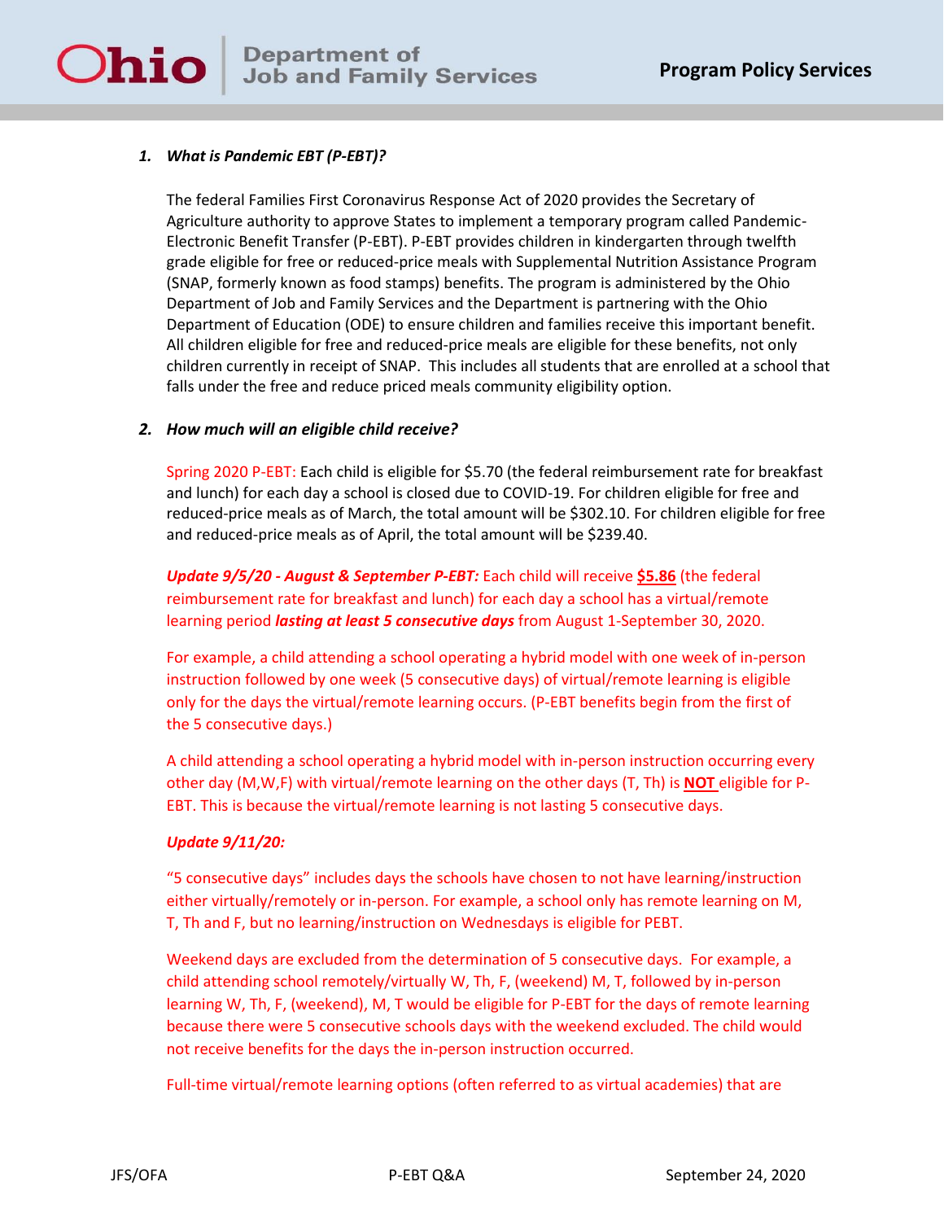### 1. *What is Pandemic EBT (P-EBT)?*

The federal Families First Coronavirus Response Act of 2020 provides the Secretary of Agriculture authority to approve States to implement a temporary program called Pandemic-Electronic Benefit Transfer (P-EBT). P-EBT provides children in kindergarten through twelfth grade eligible for free or reduced-price meals with Supplemental Nutrition Assistance Program (SNAP, formerly known as food stamps) benefits. The program is administered by the Ohio Department of Job and Family Services and the Department is partnering with the Ohio Department of Education (ODE) to ensure children and families receive this important benefit. All children eligible for free and reduced-price meals are eligible for these benefits, not only children currently in receipt of SNAP. This includes all students that are enrolled at a school that falls under the free and reduce priced meals community eligibility option.

### 2. *How much will an eligible child receive?*

Spring 2020 P-EBT: Each child is eligible for $5.70 (the federal reimbursement rate for breakfast and lunch) for each day a school is closed due to COVID-19. For children eligible for free and reduced-price meals as of March, the total amount will be $302.10. For children eligible for free and reduced-price meals as of April, the total amount will be $239.40.

***Update 9/5/20 - August & September P-EBT:*** Each child will receive **$5.86** (the federal reimbursement rate for breakfast and lunch) for each day a school has a virtual/remote learning period ***lasting at least 5 consecutive days*** from August 1-September 30, 2020.

For example, a child attending a school operating a hybrid model with one week of in-person instruction followed by one week (5 consecutive days) of virtual/remote learning is eligible only for the days the virtual/remote learning occurs. (P-EBT benefits begin from the first of the 5 consecutive days.)

A child attending a school operating a hybrid model with in-person instruction occurring every other day (M,W,F) with virtual/remote learning on the other days (T, Th) is **NOT** eligible for P-EBT. This is because the virtual/remote learning is not lasting 5 consecutive days.

***Update 9/11/20:***

"5 consecutive days" includes days the schools have chosen to not have learning/instruction either virtually/remotely or in-person. For example, a school only has remote learning on M, T, Th and F, but no learning/instruction on Wednesdays is eligible for PEBT.

Weekend days are excluded from the determination of 5 consecutive days. For example, a child attending school remotely/virtually W, Th, F, (weekend) M, T, followed by in-person learning W, Th, F, (weekend), M, T would be eligible for P-EBT for the days of remote learning because there were 5 consecutive schools days with the weekend excluded. The child would not receive benefits for the days the in-person instruction occurred.

Full-time virtual/remote learning options (often referred to as virtual academies) that are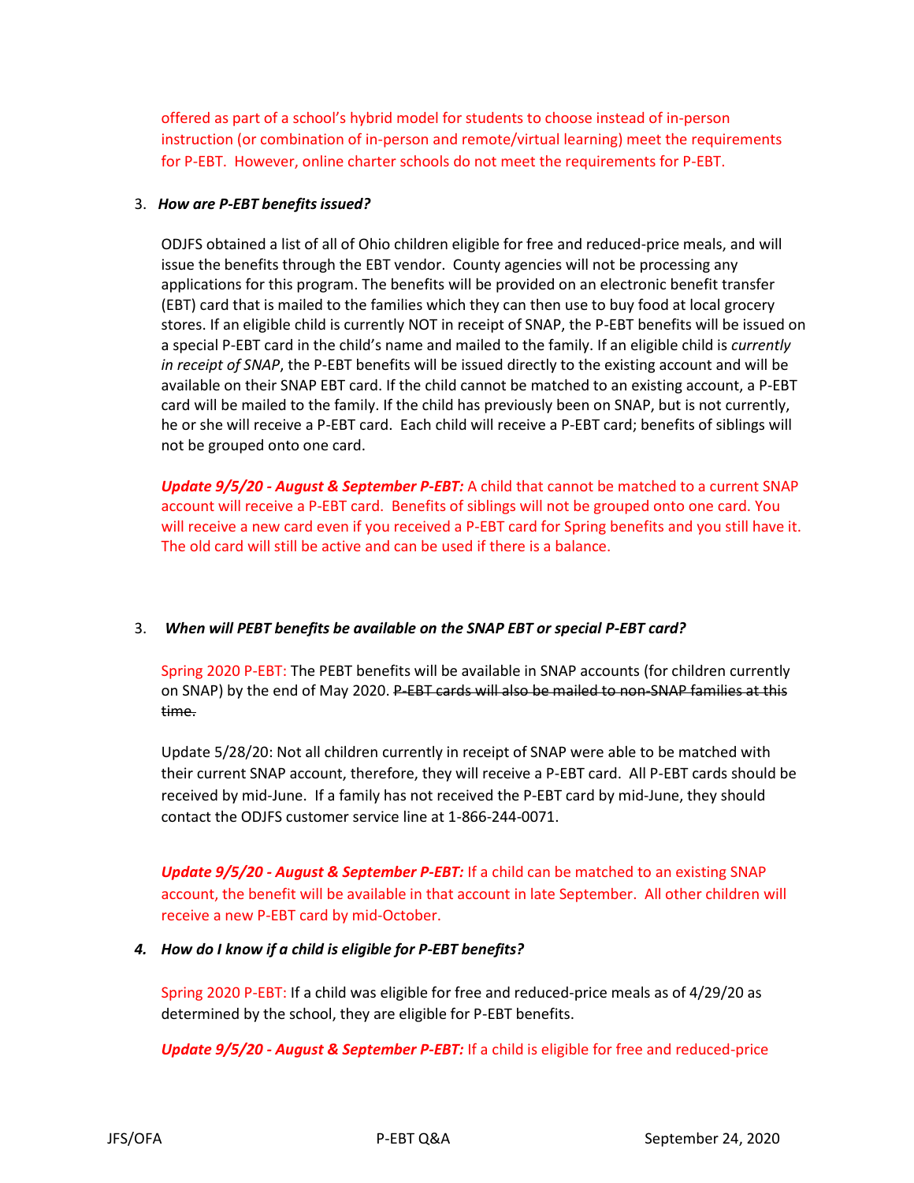offered as part of a school's hybrid model for students to choose instead of in-person instruction (or combination of in-person and remote/virtual learning) meet the requirements for P-EBT. However, online charter schools do not meet the requirements for P-EBT.

3. ***How are P-EBT benefits issued?***

   ODJFS obtained a list of all of Ohio children eligible for free and reduced-price meals, and will issue the benefits through the EBT vendor. County agencies will not be processing any applications for this program. The benefits will be provided on an electronic benefit transfer (EBT) card that is mailed to the families which they can then use to buy food at local grocery stores. If an eligible child is currently NOT in receipt of SNAP, the P-EBT benefits will be issued on a special P-EBT card in the child's name and mailed to the family. If an eligible child is *currently in receipt of SNAP*, the P-EBT benefits will be issued directly to the existing account and will be available on their SNAP EBT card. If the child cannot be matched to an existing account, a P-EBT card will be mailed to the family. If the child has previously been on SNAP, but is not currently, he or she will receive a P-EBT card. Each child will receive a P-EBT card; benefits of siblings will not be grouped onto one card.

   ***Update 9/5/20 - August & September P-EBT:*** A child that cannot be matched to a current SNAP account will receive a P-EBT card. Benefits of siblings will not be grouped onto one card. You will receive a new card even if you received a P-EBT card for Spring benefits and you still have it. The old card will still be active and can be used if there is a balance.

3. ***When will PEBT benefits be available on the SNAP EBT or special P-EBT card?***

   Spring 2020 P-EBT: The PEBT benefits will be available in SNAP accounts (for children currently on SNAP) by the end of May 2020. ~~P-EBT cards will also be mailed to non-SNAP families at this time.~~

   Update 5/28/20: Not all children currently in receipt of SNAP were able to be matched with their current SNAP account, therefore, they will receive a P-EBT card. All P-EBT cards should be received by mid-June. If a family has not received the P-EBT card by mid-June, they should contact the ODJFS customer service line at 1-866-244-0071.

   ***Update 9/5/20 - August & September P-EBT:*** If a child can be matched to an existing SNAP account, the benefit will be available in that account in late September. All other children will receive a new P-EBT card by mid-October.

4. ***How do I know if a child is eligible for P-EBT benefits?***

   Spring 2020 P-EBT: If a child was eligible for free and reduced-price meals as of 4/29/20 as determined by the school, they are eligible for P-EBT benefits.

   ***Update 9/5/20 - August & September P-EBT:*** If a child is eligible for free and reduced-price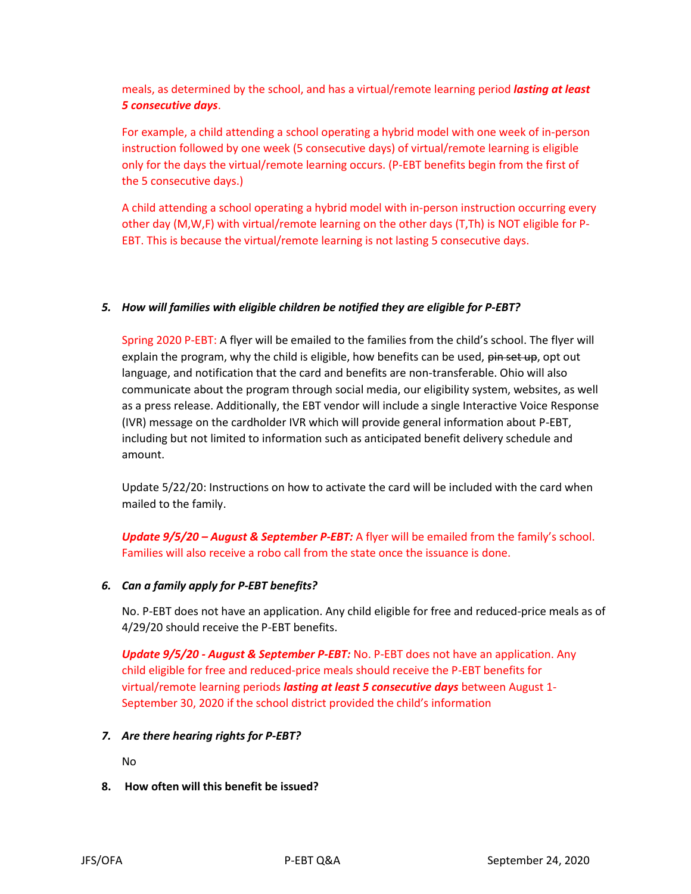meals, as determined by the school, and has a virtual/remote learning period ***lasting at least 5 consecutive days***.

For example, a child attending a school operating a hybrid model with one week of in-person instruction followed by one week (5 consecutive days) of virtual/remote learning is eligible only for the days the virtual/remote learning occurs. (P-EBT benefits begin from the first of the 5 consecutive days.)

A child attending a school operating a hybrid model with in-person instruction occurring every other day (M,W,F) with virtual/remote learning on the other days (T,Th) is NOT eligible for P-EBT. This is because the virtual/remote learning is not lasting 5 consecutive days.

5. ***How will families with eligible children be notified they are eligible for P-EBT?***

Spring 2020 P-EBT: A flyer will be emailed to the families from the child's school. The flyer will explain the program, why the child is eligible, how benefits can be used, ~~pin set up~~, opt out language, and notification that the card and benefits are non-transferable. Ohio will also communicate about the program through social media, our eligibility system, websites, as well as a press release. Additionally, the EBT vendor will include a single Interactive Voice Response (IVR) message on the cardholder IVR which will provide general information about P-EBT, including but not limited to information such as anticipated benefit delivery schedule and amount.

Update 5/22/20: Instructions on how to activate the card will be included with the card when mailed to the family.

***Update 9/5/20 – August & September P-EBT:*** A flyer will be emailed from the family's school. Families will also receive a robo call from the state once the issuance is done.

6. ***Can a family apply for P-EBT benefits?***

No. P-EBT does not have an application. Any child eligible for free and reduced-price meals as of 4/29/20 should receive the P-EBT benefits.

***Update 9/5/20 - August & September P-EBT:*** No. P-EBT does not have an application. Any child eligible for free and reduced-price meals should receive the P-EBT benefits for virtual/remote learning periods ***lasting at least 5 consecutive days*** between August 1-September 30, 2020 if the school district provided the child's information

7. ***Are there hearing rights for P-EBT?***

No

8. **How often will this benefit be issued?**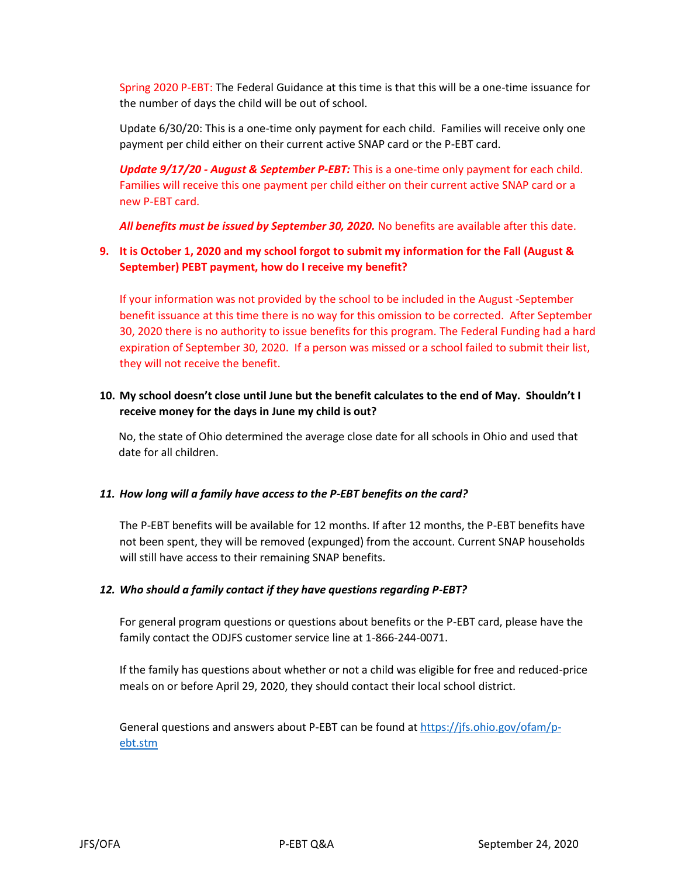Spring 2020 P-EBT: The Federal Guidance at this time is that this will be a one-time issuance for the number of days the child will be out of school.

Update 6/30/20: This is a one-time only payment for each child. Families will receive only one payment per child either on their current active SNAP card or the P-EBT card.

***Update 9/17/20 - August & September P-EBT:*** This is a one-time only payment for each child. Families will receive this one payment per child either on their current active SNAP card or a new P-EBT card.

***All benefits must be issued by September 30, 2020.*** No benefits are available after this date.

**9. It is October 1, 2020 and my school forgot to submit my information for the Fall (August & September) PEBT payment, how do I receive my benefit?**

If your information was not provided by the school to be included in the August -September benefit issuance at this time there is no way for this omission to be corrected. After September 30, 2020 there is no authority to issue benefits for this program. The Federal Funding had a hard expiration of September 30, 2020. If a person was missed or a school failed to submit their list, they will not receive the benefit.

**10. My school doesn't close until June but the benefit calculates to the end of May. Shouldn't I receive money for the days in June my child is out?**

No, the state of Ohio determined the average close date for all schools in Ohio and used that date for all children.

***11. How long will a family have access to the P-EBT benefits on the card?***

The P-EBT benefits will be available for 12 months. If after 12 months, the P-EBT benefits have not been spent, they will be removed (expunged) from the account. Current SNAP households will still have access to their remaining SNAP benefits.

***12. Who should a family contact if they have questions regarding P-EBT?***

For general program questions or questions about benefits or the P-EBT card, please have the family contact the ODJFS customer service line at 1-866-244-0071.

If the family has questions about whether or not a child was eligible for free and reduced-price meals on or before April 29, 2020, they should contact their local school district.

General questions and answers about P-EBT can be found at [https://jfs.ohio.gov/ofam/p-ebt.stm](https://jfs.ohio.gov/ofam/p-ebt.stm)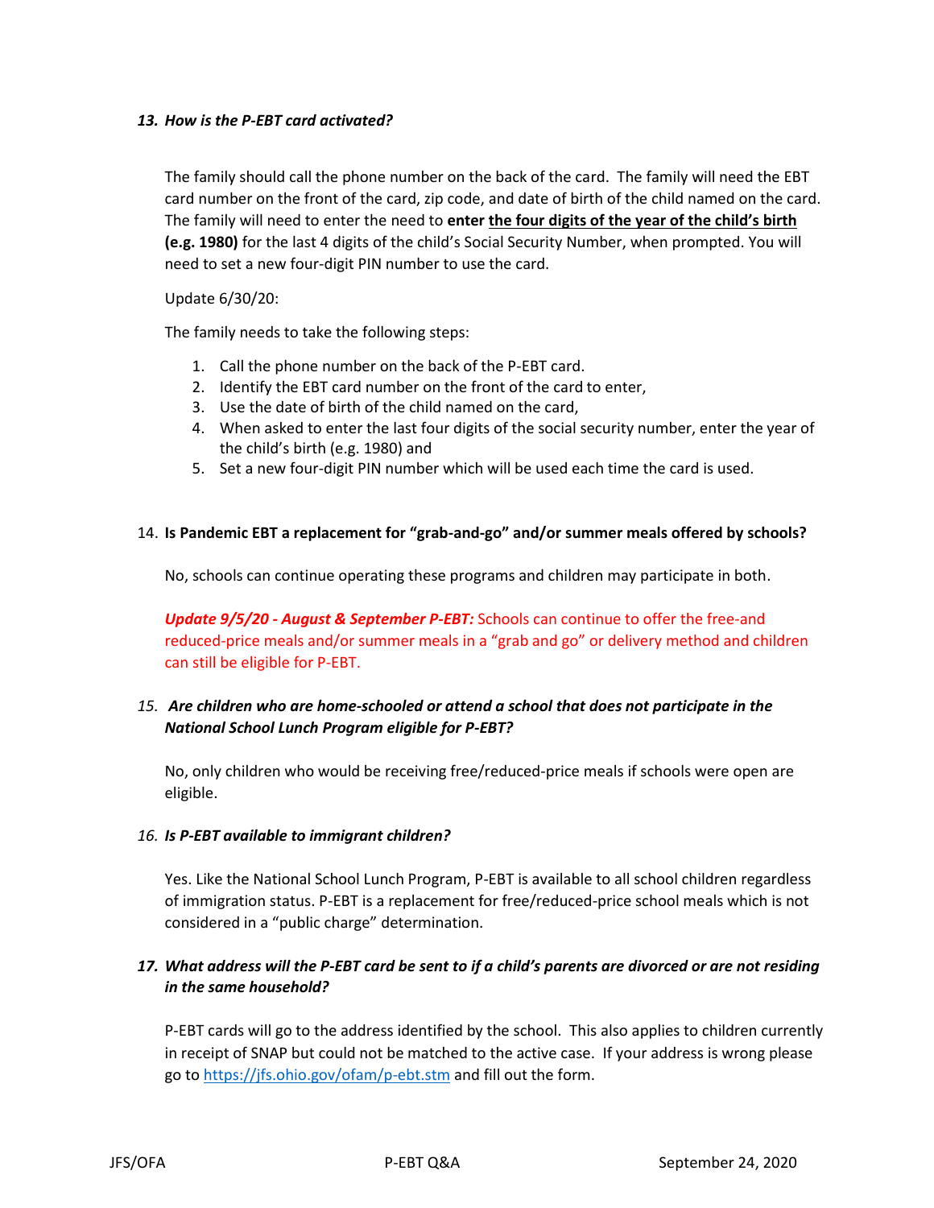***13. How is the P-EBT card activated?***

The family should call the phone number on the back of the card. The family will need the EBT card number on the front of the card, zip code, and date of birth of the child named on the card. The family will need to enter the need to **enter <u>the four digits of the year of the child's birth</u> (e.g. 1980)** for the last 4 digits of the child's Social Security Number, when prompted. You will need to set a new four-digit PIN number to use the card.

Update 6/30/20:

The family needs to take the following steps:

1. Call the phone number on the back of the P-EBT card.
2. Identify the EBT card number on the front of the card to enter,
3. Use the date of birth of the child named on the card,
4. When asked to enter the last four digits of the social security number, enter the year of the child's birth (e.g. 1980) and
5. Set a new four-digit PIN number which will be used each time the card is used.

14. **Is Pandemic EBT a replacement for "grab-and-go" and/or summer meals offered by schools?**

No, schools can continue operating these programs and children may participate in both.

***Update 9/5/20 - August & September P-EBT:*** Schools can continue to offer the free-and reduced-price meals and/or summer meals in a "grab and go" or delivery method and children can still be eligible for P-EBT.

***15. Are children who are home-schooled or attend a school that does not participate in the National School Lunch Program eligible for P-EBT?***

No, only children who would be receiving free/reduced-price meals if schools were open are eligible.

***16. Is P-EBT available to immigrant children?***

Yes. Like the National School Lunch Program, P-EBT is available to all school children regardless of immigration status. P-EBT is a replacement for free/reduced-price school meals which is not considered in a "public charge" determination.

***17. What address will the P-EBT card be sent to if a child's parents are divorced or are not residing in the same household?***

P-EBT cards will go to the address identified by the school. This also applies to children currently in receipt of SNAP but could not be matched to the active case. If your address is wrong please go to https://jfs.ohio.gov/ofam/p-ebt.stm and fill out the form.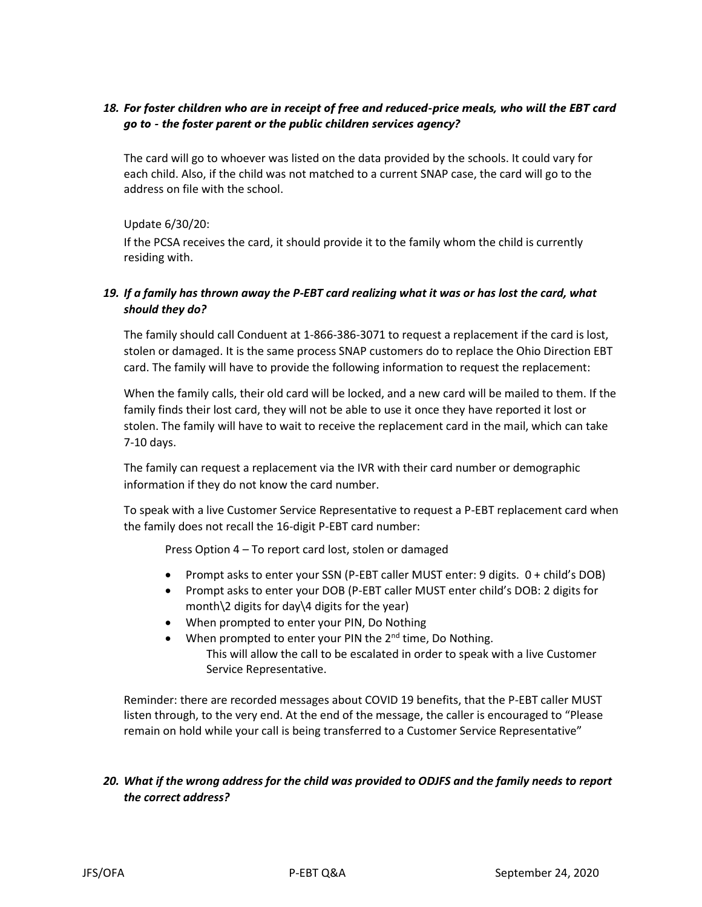***18. For foster children who are in receipt of free and reduced-price meals, who will the EBT card go to - the foster parent or the public children services agency?***

The card will go to whoever was listed on the data provided by the schools. It could vary for each child. Also, if the child was not matched to a current SNAP case, the card will go to the address on file with the school.

Update 6/30/20:

If the PCSA receives the card, it should provide it to the family whom the child is currently residing with.

***19. If a family has thrown away the P-EBT card realizing what it was or has lost the card, what should they do?***

The family should call Conduent at 1-866-386-3071 to request a replacement if the card is lost, stolen or damaged. It is the same process SNAP customers do to replace the Ohio Direction EBT card. The family will have to provide the following information to request the replacement:

When the family calls, their old card will be locked, and a new card will be mailed to them. If the family finds their lost card, they will not be able to use it once they have reported it lost or stolen. The family will have to wait to receive the replacement card in the mail, which can take 7-10 days.

The family can request a replacement via the IVR with their card number or demographic information if they do not know the card number.

To speak with a live Customer Service Representative to request a P-EBT replacement card when the family does not recall the 16-digit P-EBT card number:

Press Option 4 – To report card lost, stolen or damaged

- Prompt asks to enter your SSN (P-EBT caller MUST enter: 9 digits. 0 + child's DOB)
- Prompt asks to enter your DOB (P-EBT caller MUST enter child's DOB: 2 digits for month\2 digits for day\4 digits for the year)
- When prompted to enter your PIN, Do Nothing
- When prompted to enter your PIN the 2nd time, Do Nothing.
  This will allow the call to be escalated in order to speak with a live Customer Service Representative.

Reminder: there are recorded messages about COVID 19 benefits, that the P-EBT caller MUST listen through, to the very end. At the end of the message, the caller is encouraged to "Please remain on hold while your call is being transferred to a Customer Service Representative"

***20. What if the wrong address for the child was provided to ODJFS and the family needs to report the correct address?***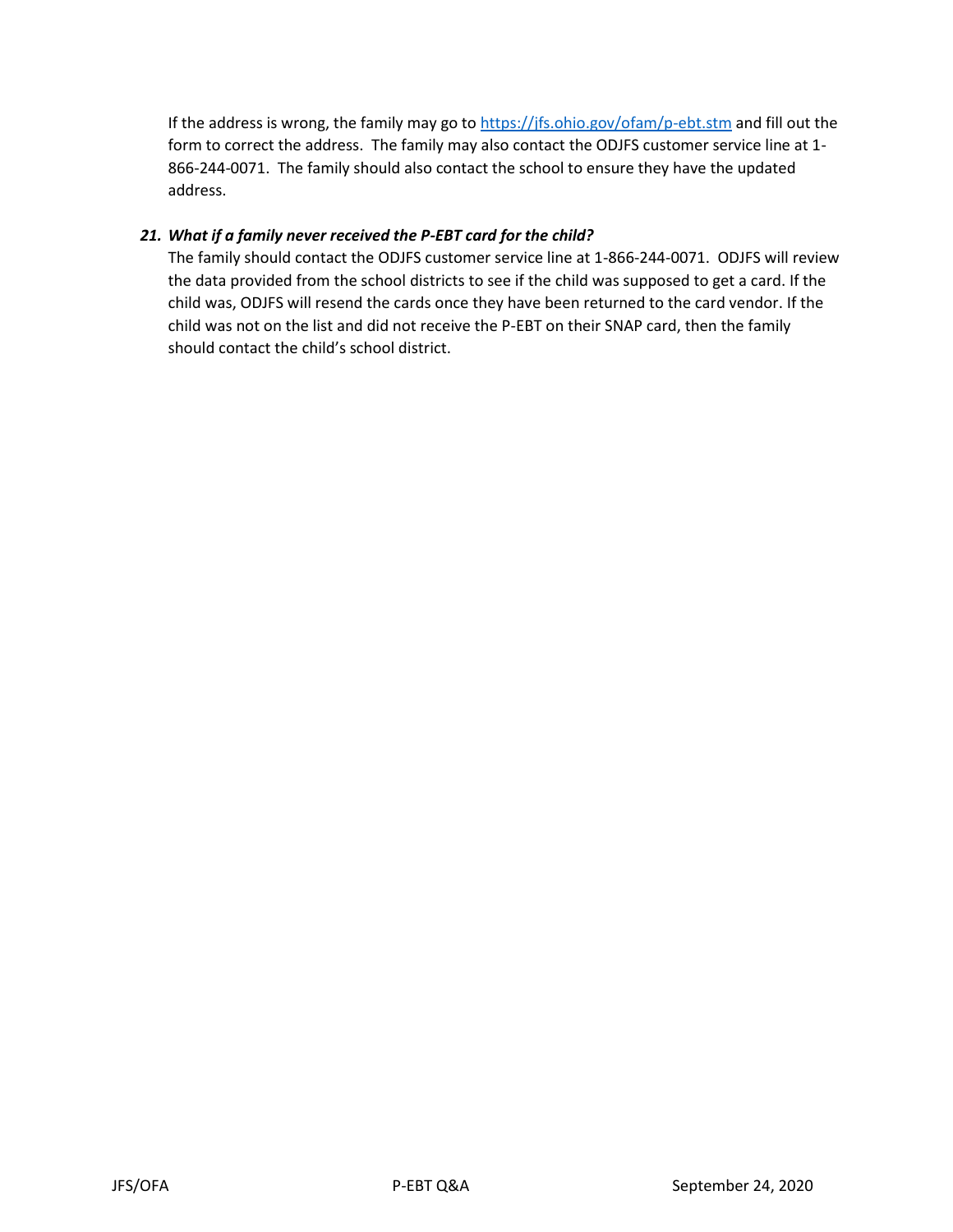If the address is wrong, the family may go to https://jfs.ohio.gov/ofam/p-ebt.stm and fill out the form to correct the address. The family may also contact the ODJFS customer service line at 1-866-244-0071. The family should also contact the school to ensure they have the updated address.

21. ***What if a family never received the P-EBT card for the child?***

The family should contact the ODJFS customer service line at 1-866-244-0071. ODJFS will review the data provided from the school districts to see if the child was supposed to get a card. If the child was, ODJFS will resend the cards once they have been returned to the card vendor. If the child was not on the list and did not receive the P-EBT on their SNAP card, then the family should contact the child's school district.